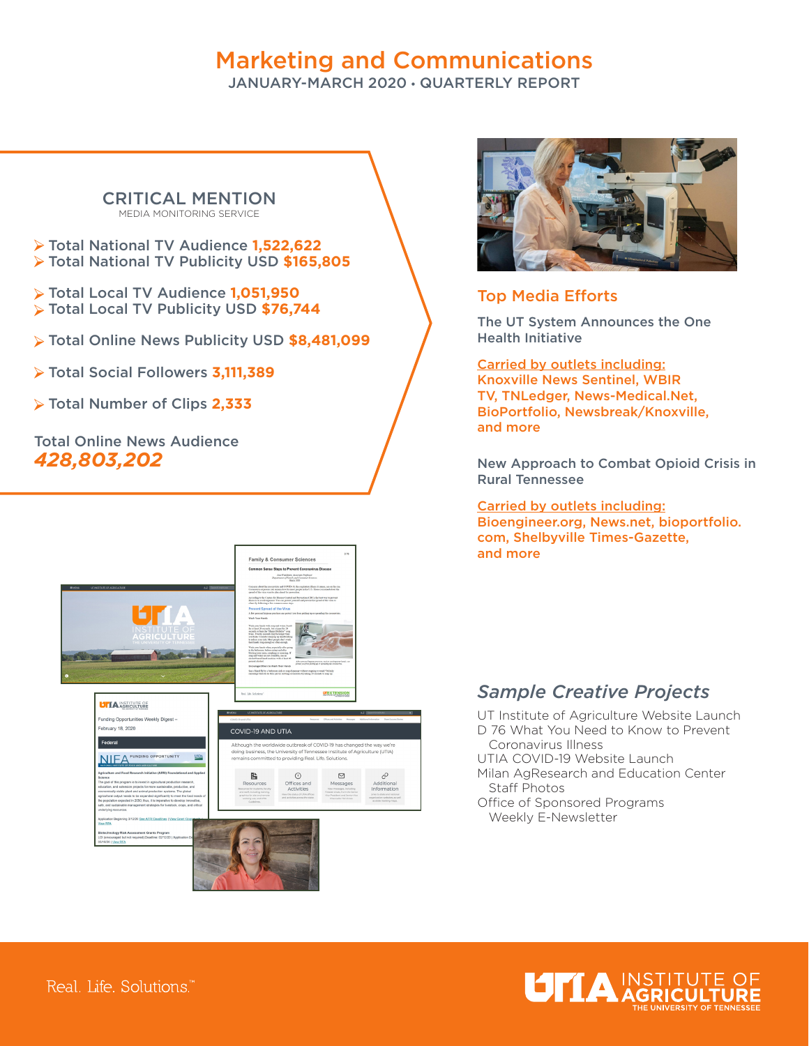# Marketing and Communications

JANUARY-MARCH 2020 • QUARTERLY REPORT

## CRITICAL MENTION

MEDIA MONITORING SERVICE

- Total National TV Audience **1,522,622**
- Total National TV Publicity USD **$165,805**
- Total Local TV Audience **1,051,950**
- Total Local TV Publicity USD **$76,744**
- Total Online News Publicity USD **$8,481,099**
- Total Social Followers **3,111,389**
- Total Number of Clips **2,333**

Total Online News Audience

***428,803,202***

## Top Media Efforts

The UT System Announces the One Health Initiative

Carried by outlets including:
Knoxville News Sentinel, WBIR TV, TNLedger, News-Medical.Net, BioPortfolio, Newsbreak/Knoxville, and more

New Approach to Combat Opioid Crisis in Rural Tennessee

Carried by outlets including:
Bioengineer.org, News.net, bioportfolio.com, Shelbyville Times-Gazette, and more

## *Sample Creative Projects*

UT Institute of Agriculture Website Launch
D 76 What You Need to Know to Prevent Coronavirus Illness
UTIA COVID-19 Website Launch
Milan AgResearch and Education Center Staff Photos
Office of Sponsored Programs Weekly E-Newsletter

Real. Life. Solutions.™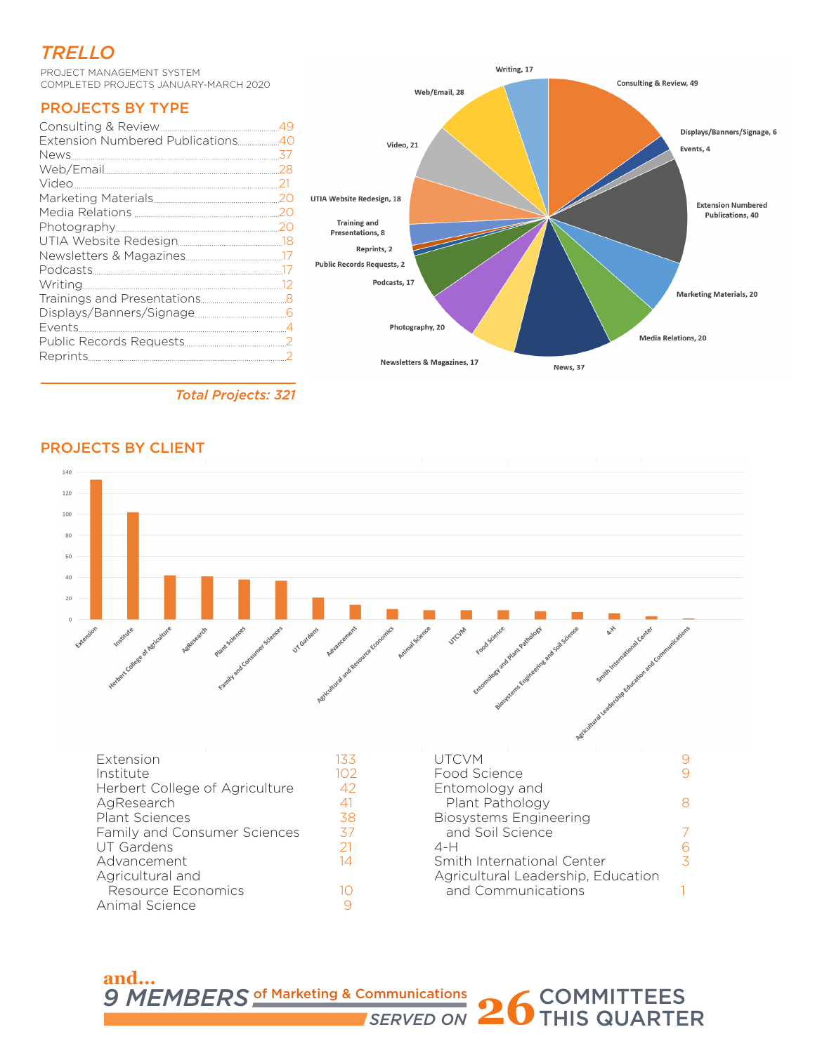## *TRELLO*

PROJECT MANAGEMENT SYSTEM
COMPLETED PROJECTS JANUARY-MARCH 2020

### PROJECTS BY TYPE

| | |
|---|---|
| Consulting & Review | 49 |
| Extension Numbered Publications | 40 |
| News | 37 |
| Web/Email | 28 |
| Video | 21 |
| Marketing Materials | 20 |
| Media Relations | 20 |
| Photography | 20 |
| UTIA Website Redesign | 18 |
| Newsletters & Magazines | 17 |
| Podcasts | 17 |
| Writing | 12 |
| Trainings and Presentations | 8 |
| Displays/Banners/Signage | 6 |
| Events | 4 |
| Public Records Requests | 2 |
| Reprints | 2 |

*Total Projects: 321*

Writing, 17
Consulting & Review, 49
Displays/Banners/Signage, 6
Events, 4
Extension Numbered Publications, 40
Marketing Materials, 20
Media Relations, 20
News, 37
Newsletters & Magazines, 17
Photography, 20
Podcasts, 17
Public Records Requests, 2
Reprints, 2
Training and Presentations, 8
UTIA Website Redesign, 18
Video, 21
Web/Email, 28

### PROJECTS BY CLIENT

140
120
100
80
60
40
20
0

Extension
Institute
Herbert College of Agriculture
AgResearch
Plant Sciences
Family and Consumer Sciences
UT Gardens
Advancement
Agricultural and Resource Economics
Animal Science
UTCVM
Food Science
Entomology and Plant Pathology
Biosystems Engineering and Soil Science
4-H
Smith International Center
Agricultural Leadership Education and Communications

| | |
|---|---|
| Extension | 133 |
| Institute | 102 |
| Herbert College of Agriculture | 42 |
| AgResearch | 41 |
| Plant Sciences | 38 |
| Family and Consumer Sciences | 37 |
| UT Gardens | 21 |
| Advancement | 14 |
| Agricultural and Resource Economics | 10 |
| Animal Science | 9 |
| UTCVM | 9 |
| Food Science | 9 |
| Entomology and Plant Pathology | 8 |
| Biosystems Engineering and Soil Science | 7 |
| 4-H | 6 |
| Smith International Center | 3 |
| Agricultural Leadership, Education and Communications | 1 |

**and...**
**9 MEMBERS** of Marketing & Communications SERVED ON **26** COMMITTEES THIS QUARTER